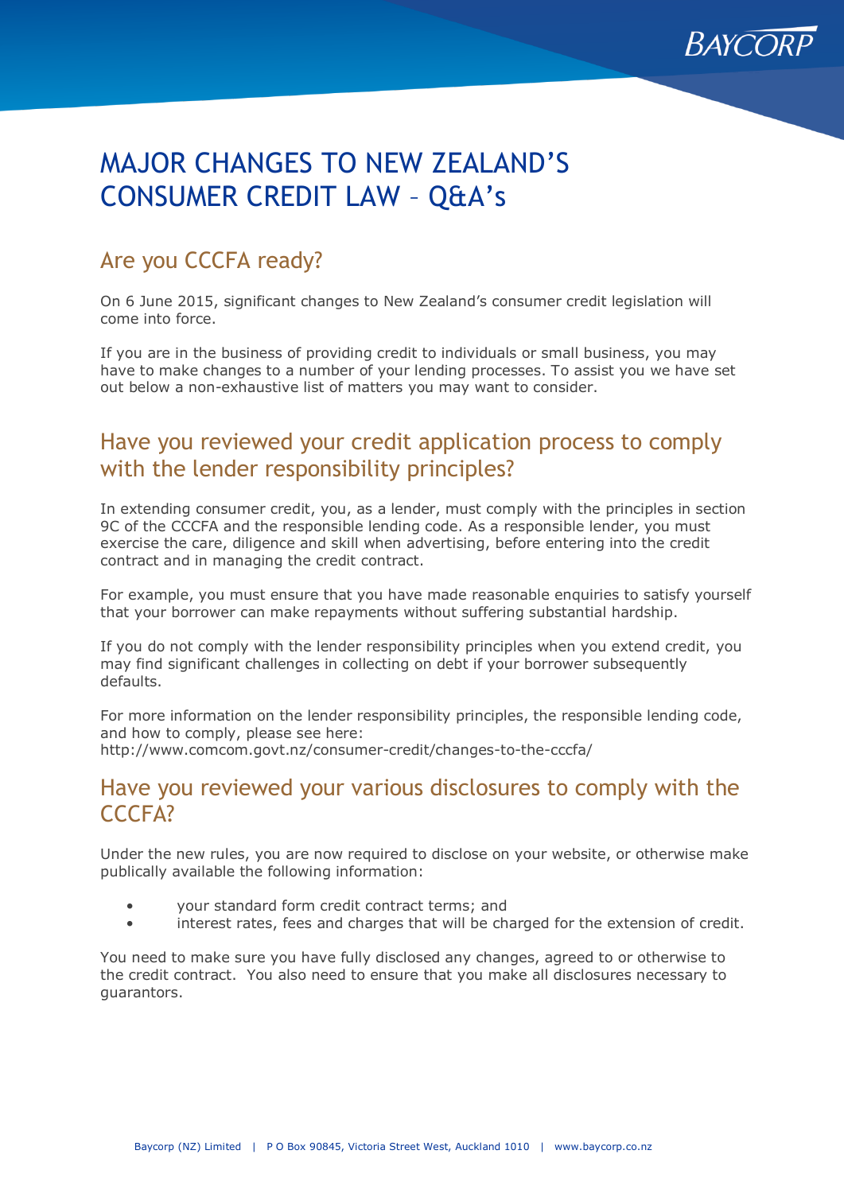# MAJOR CHANGES TO NEW ZEALAND'S CONSUMER CREDIT LAW – Q&A's

## Are you CCCFA ready?

On 6 June 2015, significant changes to New Zealand's consumer credit legislation will come into force.

If you are in the business of providing credit to individuals or small business, you may have to make changes to a number of your lending processes. To assist you we have set out below a non-exhaustive list of matters you may want to consider.

## Have you reviewed your credit application process to comply with the lender responsibility principles?

In extending consumer credit, you, as a lender, must comply with the principles in section 9C of the CCCFA and the responsible lending code. As a responsible lender, you must exercise the care, diligence and skill when advertising, before entering into the credit contract and in managing the credit contract.

For example, you must ensure that you have made reasonable enquiries to satisfy yourself that your borrower can make repayments without suffering substantial hardship.

If you do not comply with the lender responsibility principles when you extend credit, you may find significant challenges in collecting on debt if your borrower subsequently defaults.

For more information on the lender responsibility principles, the responsible lending code, and how to comply, please see here:
http://www.comcom.govt.nz/consumer-credit/changes-to-the-cccfa/

## Have you reviewed your various disclosures to comply with the CCCFA?

Under the new rules, you are now required to disclose on your website, or otherwise make publically available the following information:

- your standard form credit contract terms; and
- interest rates, fees and charges that will be charged for the extension of credit.

You need to make sure you have fully disclosed any changes, agreed to or otherwise to the credit contract. You also need to ensure that you make all disclosures necessary to guarantors.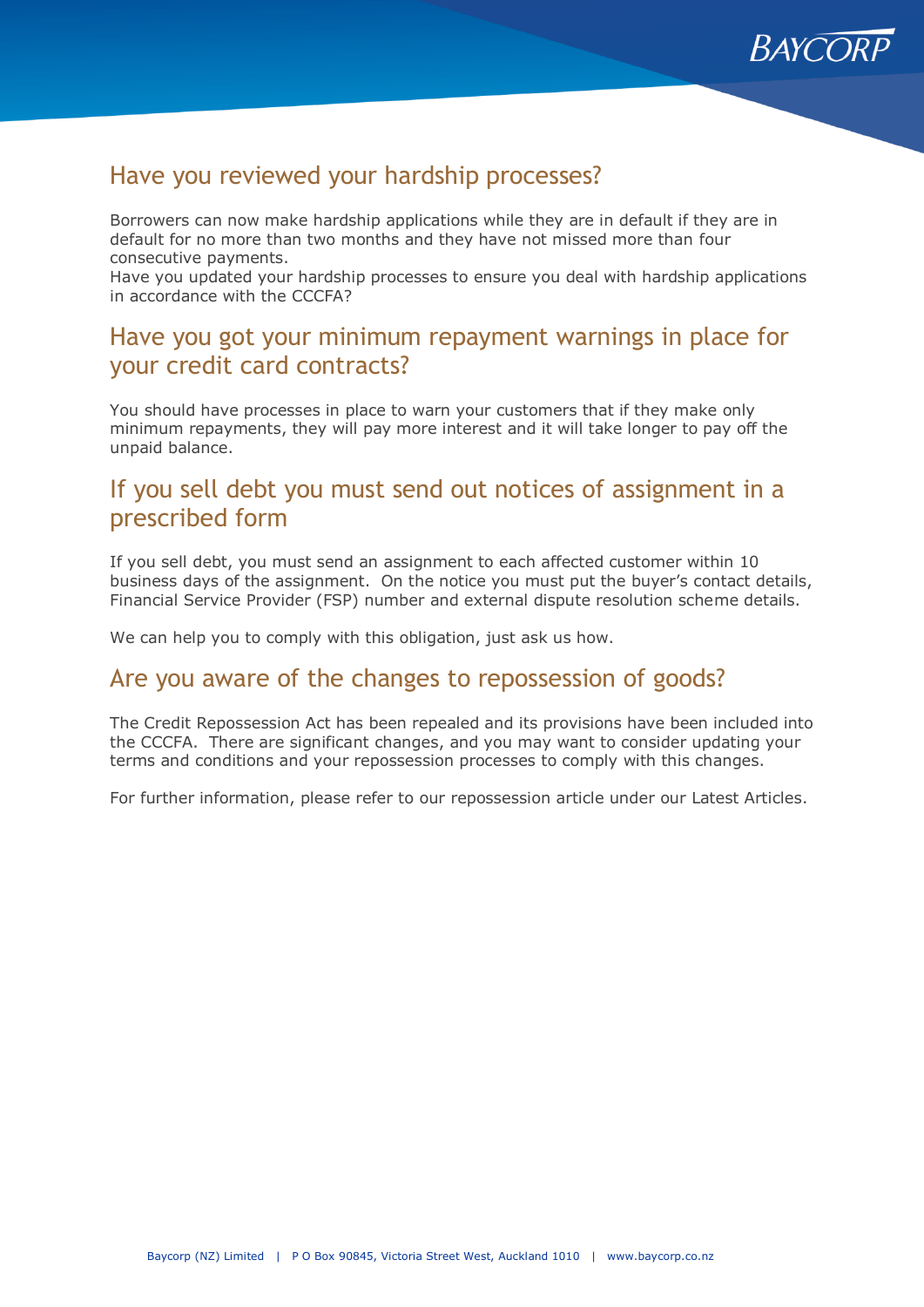## Have you reviewed your hardship processes?

Borrowers can now make hardship applications while they are in default if they are in default for no more than two months and they have not missed more than four consecutive payments.
Have you updated your hardship processes to ensure you deal with hardship applications in accordance with the CCCFA?

## Have you got your minimum repayment warnings in place for your credit card contracts?

You should have processes in place to warn your customers that if they make only minimum repayments, they will pay more interest and it will take longer to pay off the unpaid balance.

## If you sell debt you must send out notices of assignment in a prescribed form

If you sell debt, you must send an assignment to each affected customer within 10 business days of the assignment. On the notice you must put the buyer's contact details, Financial Service Provider (FSP) number and external dispute resolution scheme details.

We can help you to comply with this obligation, just ask us how.

## Are you aware of the changes to repossession of goods?

The Credit Repossession Act has been repealed and its provisions have been included into the CCCFA. There are significant changes, and you may want to consider updating your terms and conditions and your repossession processes to comply with this changes.

For further information, please refer to our repossession article under our Latest Articles.